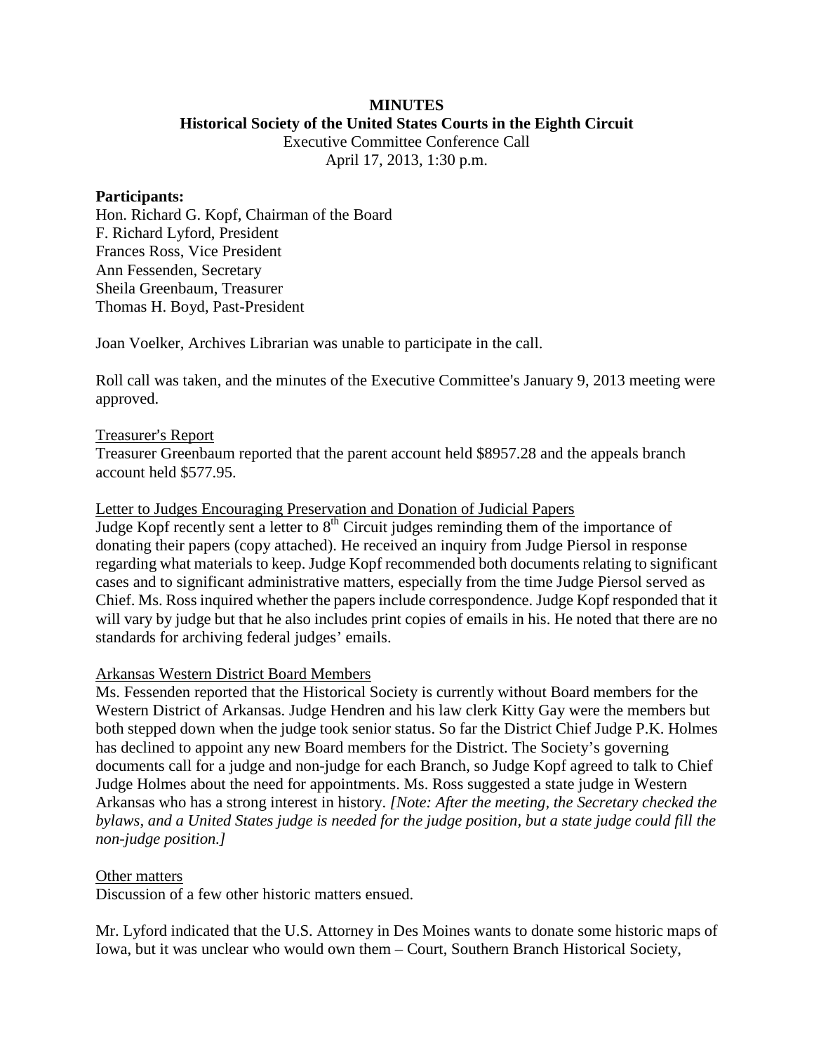**MINUTES**
**Historical Society of the United States Courts in the Eighth Circuit**
Executive Committee Conference Call
April 17, 2013, 1:30 p.m.

**Participants:**
Hon. Richard G. Kopf, Chairman of the Board
F. Richard Lyford, President
Frances Ross, Vice President
Ann Fessenden, Secretary
Sheila Greenbaum, Treasurer
Thomas H. Boyd, Past-President

Joan Voelker, Archives Librarian was unable to participate in the call.

Roll call was taken, and the minutes of the Executive Committee's January 9, 2013 meeting were approved.

<u>Treasurer's Report</u>
Treasurer Greenbaum reported that the parent account held $8957.28 and the appeals branch account held $577.95.

<u>Letter to Judges Encouraging Preservation and Donation of Judicial Papers</u>
Judge Kopf recently sent a letter to 8th Circuit judges reminding them of the importance of donating their papers (copy attached). He received an inquiry from Judge Piersol in response regarding what materials to keep. Judge Kopf recommended both documents relating to significant cases and to significant administrative matters, especially from the time Judge Piersol served as Chief. Ms. Ross inquired whether the papers include correspondence. Judge Kopf responded that it will vary by judge but that he also includes print copies of emails in his. He noted that there are no standards for archiving federal judges' emails.

<u>Arkansas Western District Board Members</u>
Ms. Fessenden reported that the Historical Society is currently without Board members for the Western District of Arkansas. Judge Hendren and his law clerk Kitty Gay were the members but both stepped down when the judge took senior status. So far the District Chief Judge P.K. Holmes has declined to appoint any new Board members for the District. The Society's governing documents call for a judge and non-judge for each Branch, so Judge Kopf agreed to talk to Chief Judge Holmes about the need for appointments. Ms. Ross suggested a state judge in Western Arkansas who has a strong interest in history. *[Note: After the meeting, the Secretary checked the bylaws, and a United States judge is needed for the judge position, but a state judge could fill the non-judge position.]*

<u>Other matters</u>
Discussion of a few other historic matters ensued.

Mr. Lyford indicated that the U.S. Attorney in Des Moines wants to donate some historic maps of Iowa, but it was unclear who would own them – Court, Southern Branch Historical Society,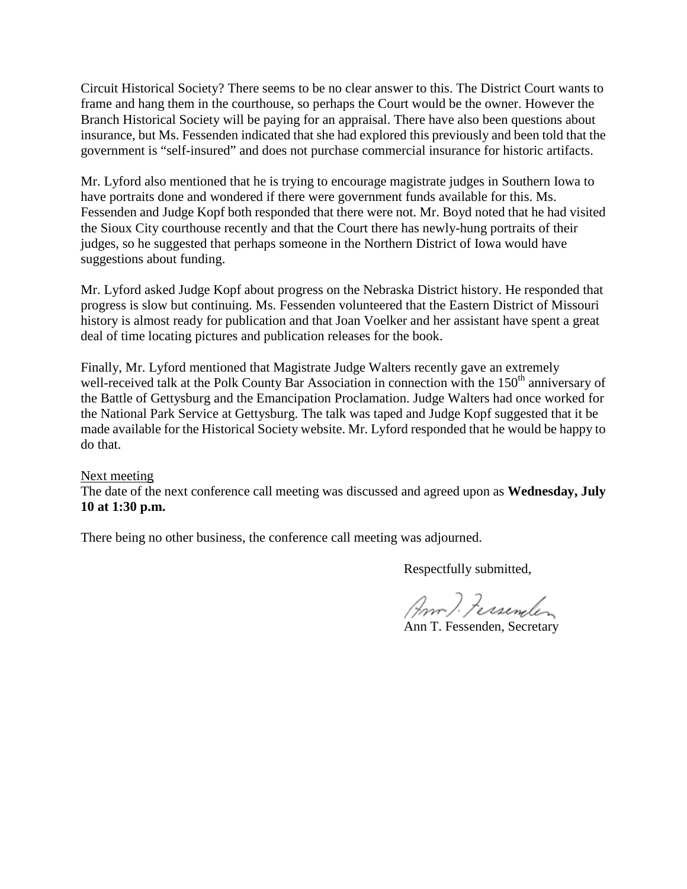Circuit Historical Society? There seems to be no clear answer to this. The District Court wants to frame and hang them in the courthouse, so perhaps the Court would be the owner. However the Branch Historical Society will be paying for an appraisal. There have also been questions about insurance, but Ms. Fessenden indicated that she had explored this previously and been told that the government is "self-insured" and does not purchase commercial insurance for historic artifacts.

Mr. Lyford also mentioned that he is trying to encourage magistrate judges in Southern Iowa to have portraits done and wondered if there were government funds available for this. Ms. Fessenden and Judge Kopf both responded that there were not. Mr. Boyd noted that he had visited the Sioux City courthouse recently and that the Court there has newly-hung portraits of their judges, so he suggested that perhaps someone in the Northern District of Iowa would have suggestions about funding.

Mr. Lyford asked Judge Kopf about progress on the Nebraska District history. He responded that progress is slow but continuing. Ms. Fessenden volunteered that the Eastern District of Missouri history is almost ready for publication and that Joan Voelker and her assistant have spent a great deal of time locating pictures and publication releases for the book.

Finally, Mr. Lyford mentioned that Magistrate Judge Walters recently gave an extremely well-received talk at the Polk County Bar Association in connection with the 150th anniversary of the Battle of Gettysburg and the Emancipation Proclamation. Judge Walters had once worked for the National Park Service at Gettysburg. The talk was taped and Judge Kopf suggested that it be made available for the Historical Society website. Mr. Lyford responded that he would be happy to do that.

<u>Next meeting</u>

The date of the next conference call meeting was discussed and agreed upon as **Wednesday, July 10 at 1:30 p.m.**

There being no other business, the conference call meeting was adjourned.

Respectfully submitted,

Ann T. Fessenden, Secretary